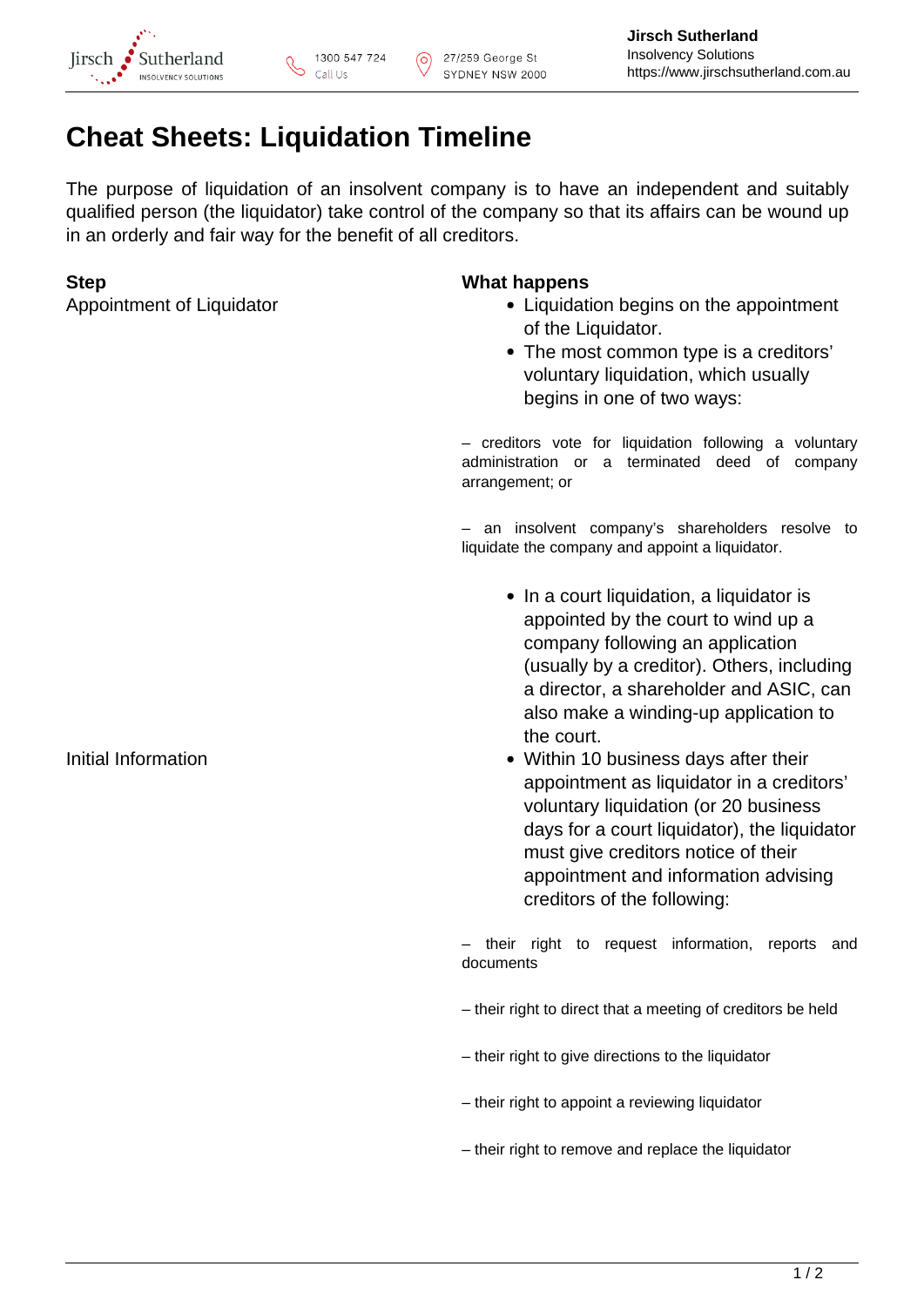# Cheat Sheets: Liquidation Timeline

The purpose of liquidation of an insolvent company is to have an independent and suitably qualified person (the liquidator) take control of the company so that its affairs can be wound up in an orderly and fair way for the benefit of all creditors.

| Step | What happens |
|---|---|
| Appointment of Liquidator | • Liquidation begins on the appointment of the Liquidator.<br>• The most common type is a creditors' voluntary liquidation, which usually begins in one of two ways:<br><br>– creditors vote for liquidation following a voluntary administration or a terminated deed of company arrangement; or<br><br>– an insolvent company's shareholders resolve to liquidate the company and appoint a liquidator.<br><br>• In a court liquidation, a liquidator is appointed by the court to wind up a company following an application (usually by a creditor). Others, including a director, a shareholder and ASIC, can also make a winding-up application to the court. |
| Initial Information | • Within 10 business days after their appointment as liquidator in a creditors' voluntary liquidation (or 20 business days for a court liquidator), the liquidator must give creditors notice of their appointment and information advising creditors of the following:<br><br>– their right to request information, reports and documents<br><br>– their right to direct that a meeting of creditors be held<br><br>– their right to give directions to the liquidator<br><br>– their right to appoint a reviewing liquidator<br><br>– their right to remove and replace the liquidator |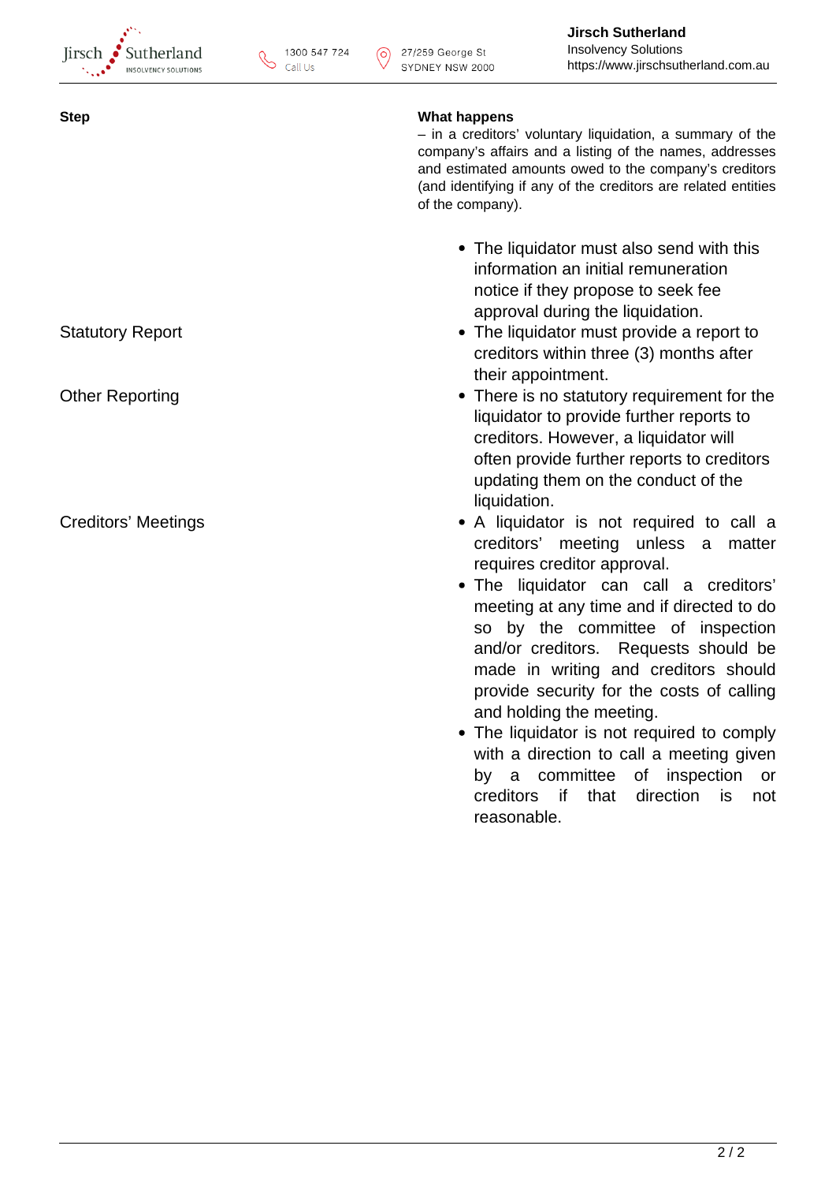| Step | What happens |
| --- | --- |
| | – in a creditors' voluntary liquidation, a summary of the company's affairs and a listing of the names, addresses and estimated amounts owed to the company's creditors (and identifying if any of the creditors are related entities of the company).<br><br>• The liquidator must also send with this information an initial remuneration notice if they propose to seek fee approval during the liquidation. |
| Statutory Report | • The liquidator must provide a report to creditors within three (3) months after their appointment. |
| Other Reporting | • There is no statutory requirement for the liquidator to provide further reports to creditors. However, a liquidator will often provide further reports to creditors updating them on the conduct of the liquidation. |
| Creditors' Meetings | • A liquidator is not required to call a creditors' meeting unless a matter requires creditor approval.<br>• The liquidator can call a creditors' meeting at any time and if directed to do so by the committee of inspection and/or creditors. Requests should be made in writing and creditors should provide security for the costs of calling and holding the meeting.<br>• The liquidator is not required to comply with a direction to call a meeting given by a committee of inspection or creditors if that direction is not reasonable. |